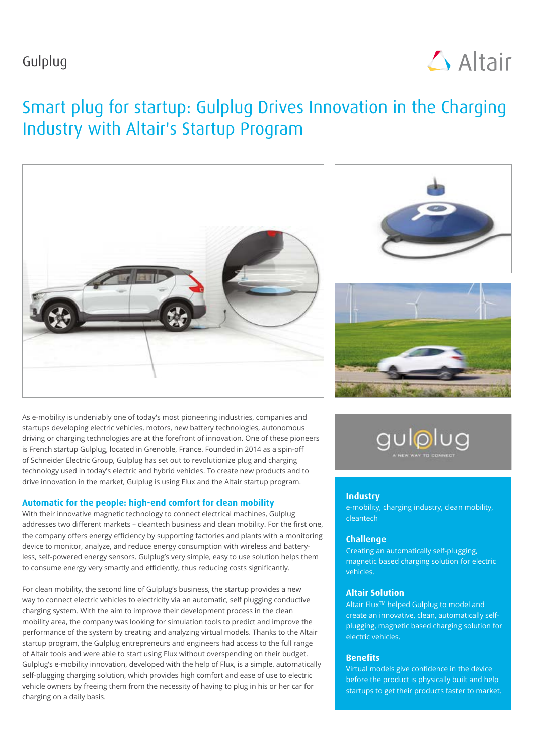Gulplug

# Smart plug for startup: Gulplug Drives Innovation in the Charging Industry with Altair's Startup Program

As e-mobility is undeniably one of today's most pioneering industries, companies and startups developing electric vehicles, motors, new battery technologies, autonomous driving or charging technologies are at the forefront of innovation. One of these pioneers is French startup Gulplug, located in Grenoble, France. Founded in 2014 as a spin-off of Schneider Electric Group, Gulplug has set out to revolutionize plug and charging technology used in today's electric and hybrid vehicles. To create new products and to drive innovation in the market, Gulplug is using Flux and the Altair startup program.

## Automatic for the people: high-end comfort for clean mobility

With their innovative magnetic technology to connect electrical machines, Gulplug addresses two different markets – cleantech business and clean mobility. For the first one, the company offers energy efficiency by supporting factories and plants with a monitoring device to monitor, analyze, and reduce energy consumption with wireless and battery-less, self-powered energy sensors. Gulplug's very simple, easy to use solution helps them to consume energy very smartly and efficiently, thus reducing costs significantly.

For clean mobility, the second line of Gulplug's business, the startup provides a new way to connect electric vehicles to electricity via an automatic, self plugging conductive charging system. With the aim to improve their development process in the clean mobility area, the company was looking for simulation tools to predict and improve the performance of the system by creating and analyzing virtual models. Thanks to the Altair startup program, the Gulplug entrepreneurs and engineers had access to the full range of Altair tools and were able to start using Flux without overspending on their budget. Gulplug's e-mobility innovation, developed with the help of Flux, is a simple, automatically self-plugging charging solution, which provides high comfort and ease of use to electric vehicle owners by freeing them from the necessity of having to plug in his or her car for charging on a daily basis.

gulplug
A NEW WAY TO CONNECT

### Industry

e-mobility, charging industry, clean mobility, cleantech

### Challenge

Creating an automatically self-plugging, magnetic based charging solution for electric vehicles.

### Altair Solution

Altair Flux™ helped Gulplug to model and create an innovative, clean, automatically self-plugging, magnetic based charging solution for electric vehicles.

### Benefits

Virtual models give confidence in the device before the product is physically built and help startups to get their products faster to market.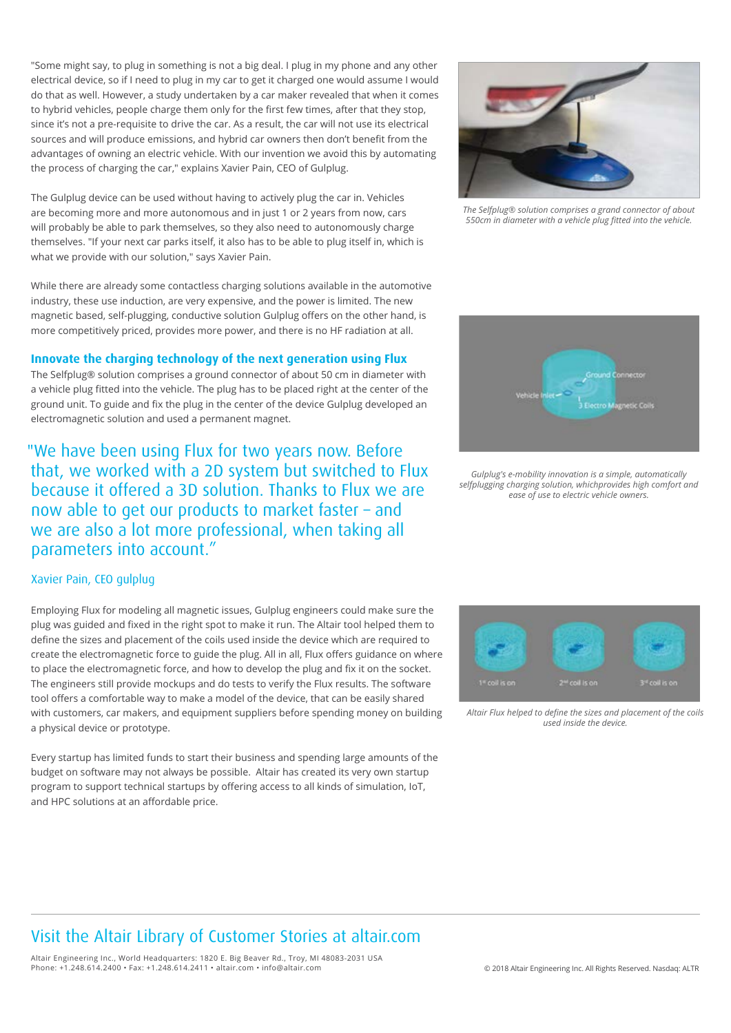"Some might say, to plug in something is not a big deal. I plug in my phone and any other electrical device, so if I need to plug in my car to get it charged one would assume I would do that as well. However, a study undertaken by a car maker revealed that when it comes to hybrid vehicles, people charge them only for the first few times, after that they stop, since it's not a pre-requisite to drive the car. As a result, the car will not use its electrical sources and will produce emissions, and hybrid car owners then don't benefit from the advantages of owning an electric vehicle. With our invention we avoid this by automating the process of charging the car," explains Xavier Pain, CEO of Gulplug.

The Gulplug device can be used without having to actively plug the car in. Vehicles are becoming more and more autonomous and in just 1 or 2 years from now, cars will probably be able to park themselves, so they also need to autonomously charge themselves. "If your next car parks itself, it also has to be able to plug itself in, which is what we provide with our solution," says Xavier Pain.

While there are already some contactless charging solutions available in the automotive industry, these use induction, are very expensive, and the power is limited. The new magnetic based, self-plugging, conductive solution Gulplug offers on the other hand, is more competitively priced, provides more power, and there is no HF radiation at all.

## Innovate the charging technology of the next generation using Flux

The Selfplug® solution comprises a ground connector of about 50 cm in diameter with a vehicle plug fitted into the vehicle. The plug has to be placed right at the center of the ground unit. To guide and fix the plug in the center of the device Gulplug developed an electromagnetic solution and used a permanent magnet.

> "We have been using Flux for two years now. Before that, we worked with a 2D system but switched to Flux because it offered a 3D solution. Thanks to Flux we are now able to get our products to market faster – and we are also a lot more professional, when taking all parameters into account."
>
> Xavier Pain, CEO gulplug

Employing Flux for modeling all magnetic issues, Gulplug engineers could make sure the plug was guided and fixed in the right spot to make it run. The Altair tool helped them to define the sizes and placement of the coils used inside the device which are required to create the electromagnetic force to guide the plug. All in all, Flux offers guidance on where to place the electromagnetic force, and how to develop the plug and fix it on the socket. The engineers still provide mockups and do tests to verify the Flux results. The software tool offers a comfortable way to make a model of the device, that can be easily shared with customers, car makers, and equipment suppliers before spending money on building a physical device or prototype.

Every startup has limited funds to start their business and spending large amounts of the budget on software may not always be possible. Altair has created its very own startup program to support technical startups by offering access to all kinds of simulation, IoT, and HPC solutions at an affordable price.

*The Selfplug® solution comprises a grand connector of about 550cm in diameter with a vehicle plug fitted into the vehicle.*

Ground Connector
Vehicle Inlet
3 Electro Magnetic Coils

*Gulplug's e-mobility innovation is a simple, automatically selfplugging charging solution, whichprovides high comfort and ease of use to electric vehicle owners.*

1st coil is on
2nd coil is on
3rd coil is on

*Altair Flux helped to define the sizes and placement of the coils used inside the device.*

## Visit the Altair Library of Customer Stories at altair.com

Altair Engineering Inc., World Headquarters: 1820 E. Big Beaver Rd., Troy, MI 48083-2031 USA
Phone: +1.248.614.2400 • Fax: +1.248.614.2411 • altair.com • info@altair.com

© 2018 Altair Engineering Inc. All Rights Reserved. Nasdaq: ALTR